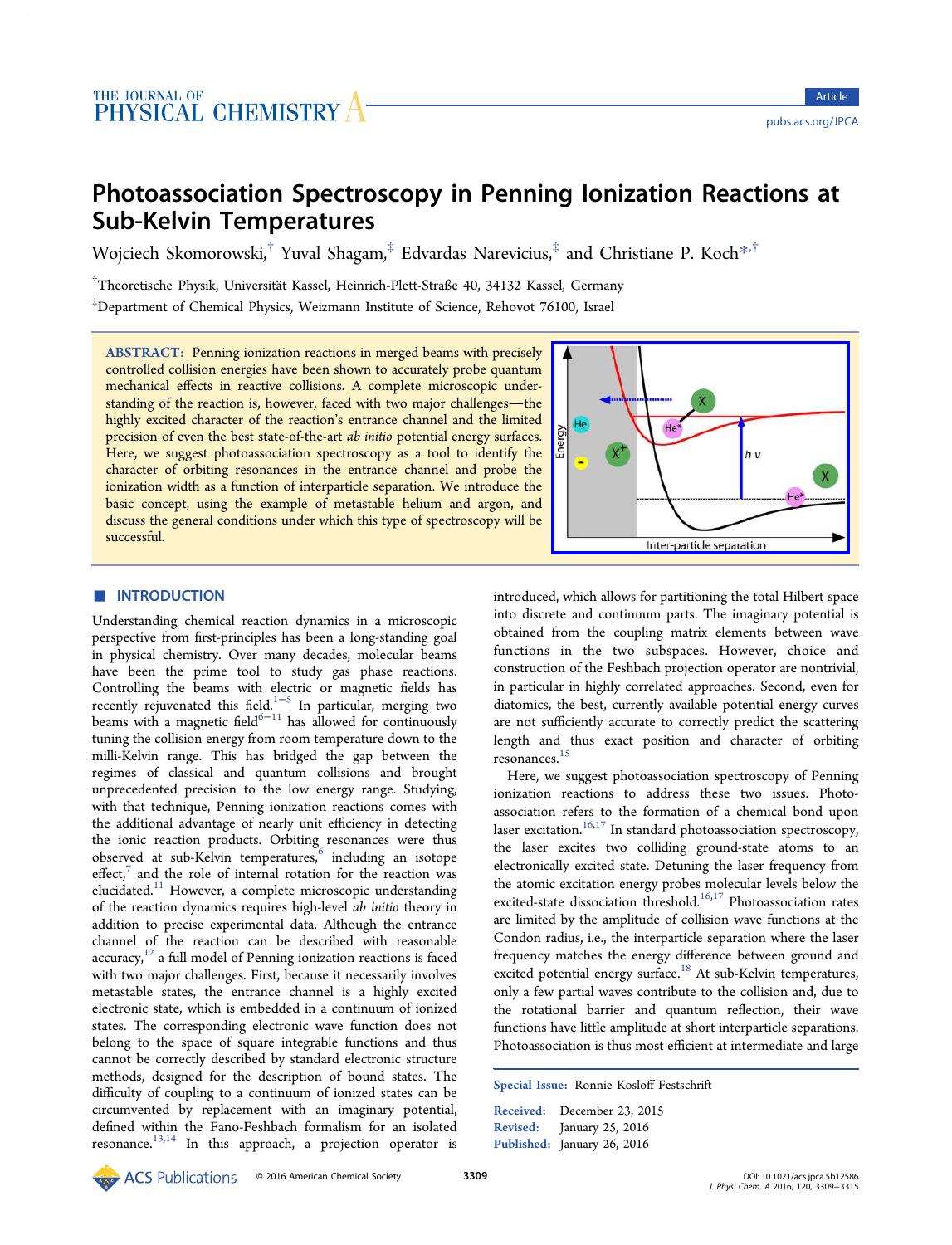# Photoassociation Spectroscopy in Penning Ionization Reactions at Sub-Kelvin Temperatures

Wojciech Skomorowski,[†] Yuval Shagam,[‡] Edvardas Narevicius,[‡] and Christiane P. Koch*,[†]

[†]Theoretische Physik, Universität Kassel, Heinrich-Plett-Straße 40, 34132 Kassel, Germany

[‡]Department of Chemical Physics, Weizmann Institute of Science, Rehovot 76100, Israel

**ABSTRACT:** Penning ionization reactions in merged beams with precisely controlled collision energies have been shown to accurately probe quantum mechanical effects in reactive collisions. A complete microscopic understanding of the reaction is, however, faced with two major challenges—the highly excited character of the reaction's entrance channel and the limited precision of even the best state-of-the-art *ab initio* potential energy surfaces. Here, we suggest photoassociation spectroscopy as a tool to identify the character of orbiting resonances in the entrance channel and probe the ionization width as a function of interparticle separation. We introduce the basic concept, using the example of metastable helium and argon, and discuss the general conditions under which this type of spectroscopy will be successful.

## INTRODUCTION

Understanding chemical reaction dynamics in a microscopic perspective from first-principles has been a long-standing goal in physical chemistry. Over many decades, molecular beams have been the prime tool to study gas phase reactions. Controlling the beams with electric or magnetic fields has recently rejuvenated this field.[1−5] In particular, merging two beams with a magnetic field[6−11] has allowed for continuously tuning the collision energy from room temperature down to the milli-Kelvin range. This has bridged the gap between the regimes of classical and quantum collisions and brought unprecedented precision to the low energy range. Studying, with that technique, Penning ionization reactions comes with the additional advantage of nearly unit efficiency in detecting the ionic reaction products. Orbiting resonances were thus observed at sub-Kelvin temperatures,[6] including an isotope effect,[7] and the role of internal rotation for the reaction was elucidated.[11] However, a complete microscopic understanding of the reaction dynamics requires high-level *ab initio* theory in addition to precise experimental data. Although the entrance channel of the reaction can be described with reasonable accuracy,[12] a full model of Penning ionization reactions is faced with two major challenges. First, because it necessarily involves metastable states, the entrance channel is a highly excited electronic state, which is embedded in a continuum of ionized states. The corresponding electronic wave function does not belong to the space of square integrable functions and thus cannot be correctly described by standard electronic structure methods, designed for the description of bound states. The difficulty of coupling to a continuum of ionized states can be circumvented by replacement with an imaginary potential, defined within the Fano-Feshbach formalism for an isolated resonance.[13,14] In this approach, a projection operator is introduced, which allows for partitioning the total Hilbert space into discrete and continuum parts. The imaginary potential is obtained from the coupling matrix elements between wave functions in the two subspaces. However, choice and construction of the Feshbach projection operator are nontrivial, in particular in highly correlated approaches. Second, even for diatomics, the best, currently available potential energy curves are not sufficiently accurate to correctly predict the scattering length and thus exact position and character of orbiting resonances.[15]

Here, we suggest photoassociation spectroscopy of Penning ionization reactions to address these two issues. Photoassociation refers to the formation of a chemical bond upon laser excitation.[16,17] In standard photoassociation spectroscopy, the laser excites two colliding ground-state atoms to an electronically excited state. Detuning the laser frequency from the atomic excitation energy probes molecular levels below the excited-state dissociation threshold.[16,17] Photoassociation rates are limited by the amplitude of collision wave functions at the Condon radius, i.e., the interparticle separation where the laser frequency matches the energy difference between ground and excited potential energy surface.[18] At sub-Kelvin temperatures, only a few partial waves contribute to the collision and, due to the rotational barrier and quantum reflection, their wave functions have little amplitude at short interparticle separations. Photoassociation is thus most efficient at intermediate and large

**Special Issue:** Ronnie Kosloff Festschrift

**Received:** December 23, 2015
**Revised:** January 25, 2016
**Published:** January 26, 2016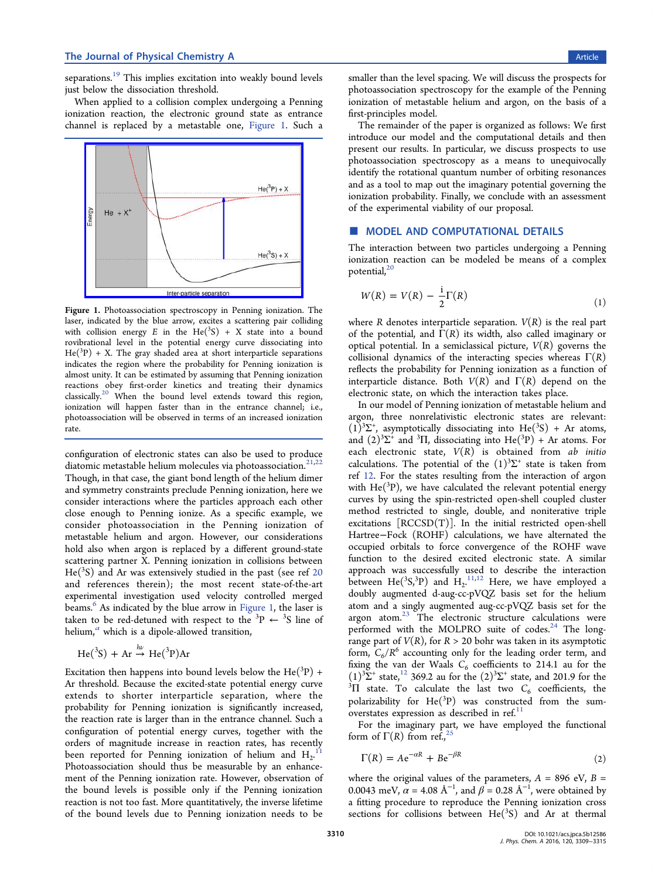separations.[19] This implies excitation into weakly bound levels just below the dissociation threshold.

When applied to a collision complex undergoing a Penning ionization reaction, the electronic ground state as entrance channel is replaced by a metastable one, Figure 1. Such a configuration of electronic states can also be used to produce diatomic metastable helium molecules via photoassociation.[21,22] Though, in that case, the giant bond length of the helium dimer and symmetry constraints preclude Penning ionization, here we consider interactions where the particles approach each other close enough to Penning ionize. As a specific example, we consider photoassociation in the Penning ionization of metastable helium and argon. However, our considerations hold also when argon is replaced by a different ground-state scattering partner X. Penning ionization in collisions between He($^3$S) and Ar was extensively studied in the past (see ref 20 and references therein); the most recent state-of-the-art experimental investigation used velocity controlled merged beams.[6] As indicated by the blue arrow in Figure 1, the laser is taken to be red-detuned with respect to the $^3$P ← $^3$S line of helium,[a] which is a dipole-allowed transition,

$$\mathrm{He}(^3\mathrm{S}) + \mathrm{Ar} \xrightarrow{h\nu} \mathrm{He}(^3\mathrm{P})\mathrm{Ar}$$

Excitation then happens into bound levels below the He($^3$P) + Ar threshold. Because the excited-state potential energy curve extends to shorter interparticle separation, where the probability for Penning ionization is significantly increased, the reaction rate is larger than in the entrance channel. Such a configuration of potential energy curves, together with the orders of magnitude increase in reaction rates, has recently been reported for Penning ionization of helium and $H_2$.[11] Photoassociation should thus be measurable by an enhancement of the Penning ionization rate. However, observation of the bound levels is possible only if the Penning ionization reaction is not too fast. More quantitatively, the inverse lifetime of the bound levels due to Penning ionization needs to be smaller than the level spacing. We will discuss the prospects for photoassociation spectroscopy for the example of the Penning ionization of metastable helium and argon, on the basis of a first-principles model.

**Figure 1.** Photoassociation spectroscopy in Penning ionization. The laser, indicated by the blue arrow, excites a scattering pair colliding with collision energy $E$ in the He($^3$S) + X state into a bound rovibrational level in the potential energy curve dissociating into He($^3$P) + X. The gray shaded area at short interparticle separations indicates the region where the probability for Penning ionization is almost unity. It can be estimated by assuming that Penning ionization reactions obey first-order kinetics and treating their dynamics classically.[20] When the bound level extends toward this region, ionization will happen faster than in the entrance channel; i.e., photoassociation will be observed in terms of an increased ionization rate.

The remainder of the paper is organized as follows: We first introduce our model and the computational details and then present our results. In particular, we discuss prospects to use photoassociation spectroscopy as a means to unequivocally identify the rotational quantum number of orbiting resonances and as a tool to map out the imaginary potential governing the ionization probability. Finally, we conclude with an assessment of the experimental viability of our proposal.

## ■ MODEL AND COMPUTATIONAL DETAILS

The interaction between two particles undergoing a Penning ionization reaction can be modeled be means of a complex potential,[20]

$$W(R) = V(R) - \frac{i}{2}\Gamma(R) \tag{1}$$

where $R$ denotes interparticle separation. $V(R)$ is the real part of the potential, and $\Gamma(R)$ its width, also called imaginary or optical potential. In a semiclassical picture, $V(R)$ governs the collisional dynamics of the interacting species whereas $\Gamma(R)$ reflects the probability for Penning ionization as a function of interparticle distance. Both $V(R)$ and $\Gamma(R)$ depend on the electronic state, on which the interaction takes place.

In our model of Penning ionization of metastable helium and argon, three nonrelativistic electronic states are relevant: $(1)^3\Sigma^+$, asymptotically dissociating into He($^3$S) + Ar atoms, and $(2)^3\Sigma^+$ and $^3\Pi$, dissociating into He($^3$P) + Ar atoms. For each electronic state, $V(R)$ is obtained from *ab initio* calculations. The potential of the $(1)^3\Sigma^+$ state is taken from ref 12. For the states resulting from the interaction of argon with He($^3$P), we have calculated the relevant potential energy curves by using the spin-restricted open-shell coupled cluster method restricted to single, double, and noniterative triple excitations [RCCSD(T)]. In the initial restricted open-shell Hartree–Fock (ROHF) calculations, we have alternated the occupied orbitals to force convergence of the ROHF wave function to the desired excited electronic state. A similar approach was successfully used to describe the interaction between He($^3$S,$^3$P) and $H_2$.[11,12] Here, we have employed a doubly augmented d-aug-cc-pVQZ basis set for the helium atom and a singly augmented aug-cc-pVQZ basis set for the argon atom.[23] The electronic structure calculations were performed with the MOLPRO suite of codes.[24] The long-range part of $V(R)$, for $R$ > 20 bohr was taken in its asymptotic form, $C_6/R^6$ accounting only for the leading order term, and fixing the van der Waals $C_6$ coefficients to 214.1 au for the $(1)^3\Sigma^+$ state,[12] 369.2 au for the $(2)^3\Sigma^+$ state, and 201.9 for the $^3\Pi$ state. To calculate the last two $C_6$ coefficients, the polarizability for He($^3$P) was constructed from the sum-overstates expression as described in ref.[11]

For the imaginary part, we have employed the functional form of $\Gamma(R)$ from ref.,[25]

$$\Gamma(R) = A e^{-\alpha R} + B e^{-\beta R} \tag{2}$$

where the original values of the parameters, $A$ = 896 eV, $B$ = 0.0043 meV, $\alpha$ = 4.08 Å$^{-1}$, and $\beta$ = 0.28 Å$^{-1}$, were obtained by a fitting procedure to reproduce the Penning ionization cross sections for collisions between He($^3$S) and Ar at thermal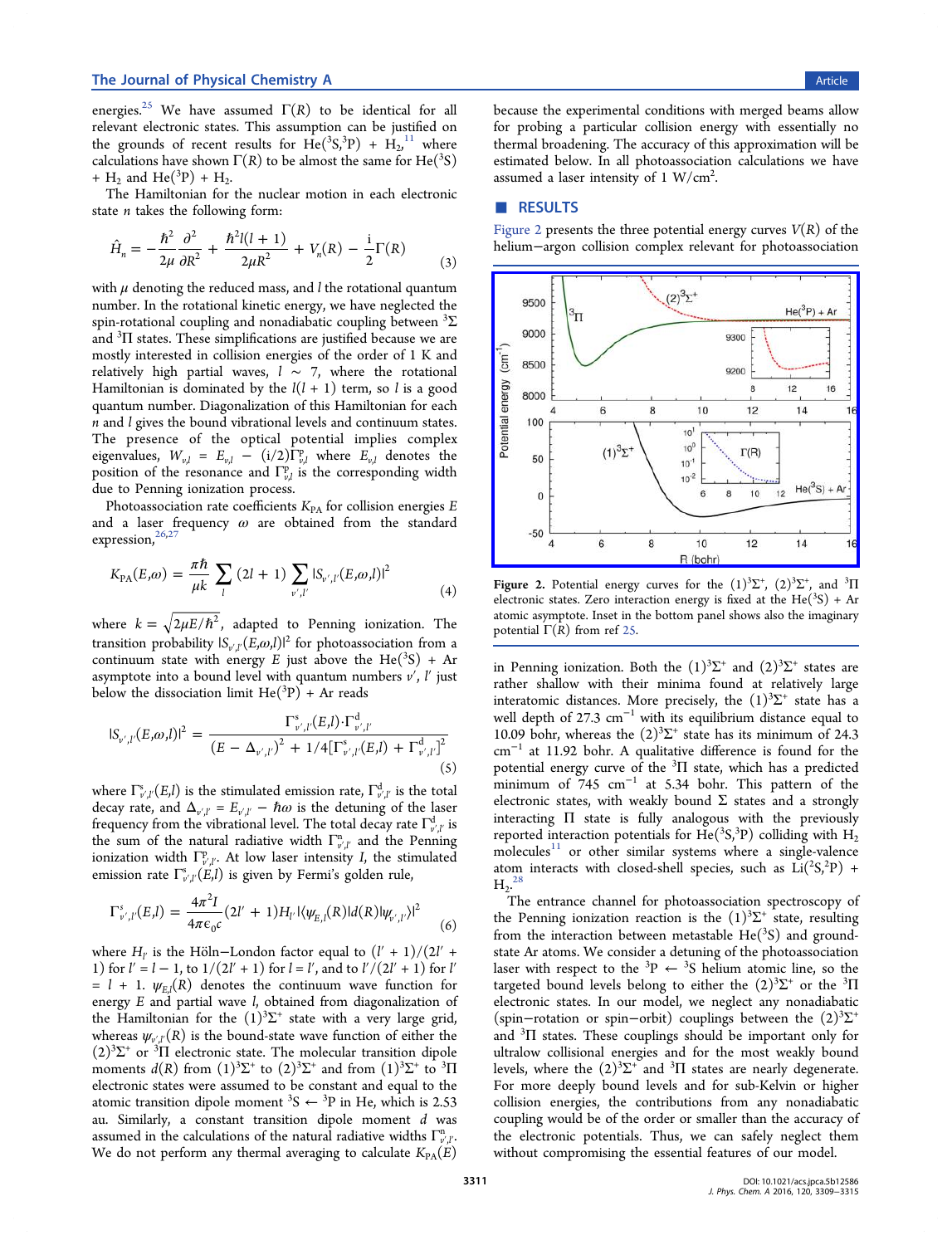energies.[25] We have assumed $\Gamma(R)$ to be identical for all relevant electronic states. This assumption can be justified on the grounds of recent results for He($^3$S,$^3$P) + $H_2$,[11] where calculations have shown $\Gamma(R)$ to be almost the same for He($^3$S) + $H_2$ and He($^3$P) + $H_2$.

The Hamiltonian for the nuclear motion in each electronic state $n$ takes the following form:

$$\hat{H}_n = -\frac{\hbar^2}{2\mu}\frac{\partial^2}{\partial R^2} + \frac{\hbar^2 l(l+1)}{2\mu R^2} + V_n(R) - \frac{i}{2}\Gamma(R) \tag{3}$$

with $\mu$ denoting the reduced mass, and $l$ the rotational quantum number. In the rotational kinetic energy, we have neglected the spin-rotational coupling and nonadiabatic coupling between $^3\Sigma$ and $^3\Pi$ states. These simplifications are justified because we are mostly interested in collision energies of the order of 1 K and relatively high partial waves, $l \sim 7$, where the rotational Hamiltonian is dominated by the $l(l + 1)$ term, so $l$ is a good quantum number. Diagonalization of this Hamiltonian for each $n$ and $l$ gives the bound vibrational levels and continuum states. The presence of the optical potential implies complex eigenvalues, $W_{v,l} = E_{v,l} - (i/2)\Gamma^{p}_{v,l}$ where $E_{v,l}$ denotes the position of the resonance and $\Gamma^{p}_{v,l}$ is the corresponding width due to Penning ionization process.

Photoassociation rate coefficients $K_{PA}$ for collision energies $E$ and a laser frequency $\omega$ are obtained from the standard expression,[26,27]

$$K_{PA}(E,\omega) = \frac{\pi\hbar}{\mu k}\sum_{l}(2l+1)\sum_{v',l'}|S_{v',l'}(E,\omega,l)|^2 \tag{4}$$

where $k = \sqrt{2\mu E/\hbar^2}$, adapted to Penning ionization. The transition probability $|S_{v',l'}(E,\omega,l)|^2$ for photoassociation from a continuum state with energy $E$ just above the He($^3$S) + Ar asymptote into a bound level with quantum numbers $v'$, $l'$ just below the dissociation limit He($^3$P) + Ar reads

$$|S_{v',l'}(E,\omega,l)|^2 = \frac{\Gamma^{s}_{v',l'}(E,l)\cdot\Gamma^{d}_{v',l'}}{(E-\Delta_{v',l'})^2 + 1/4[\Gamma^{s}_{v',l'}(E,l) + \Gamma^{d}_{v',l'}]^2} \tag{5}$$

where $\Gamma^{s}_{v',l'}(E,l)$ is the stimulated emission rate, $\Gamma^{d}_{v',l'}$ is the total decay rate, and $\Delta_{v',l'} = E_{v',l'} - \hbar\omega$ is the detuning of the laser frequency from the vibrational level. The total decay rate $\Gamma^{d}_{v',l'}$ is the sum of the natural radiative width $\Gamma^{n}_{v',l'}$ and the Penning ionization width $\Gamma^{p}_{v',l'}$. At low laser intensity $I$, the stimulated emission rate $\Gamma^{s}_{v',l'}(E,l)$ is given by Fermi's golden rule,

$$\Gamma^{s}_{v',l'}(E,l) = \frac{4\pi^2 I}{4\pi\epsilon_0 c}(2l'+1)H_{l'}|\langle\psi_{E,l}(R)|d(R)|\psi_{v',l'}\rangle|^2 \tag{6}$$

where $H_{l'}$ is the Höln–London factor equal to $(l' + 1)/(2l' + 1)$ for $l' = l - 1$, to $1/(2l' + 1)$ for $l = l'$, and to $l'/(2l' + 1)$ for $l' = l + 1$. $\psi_{E,l}(R)$ denotes the continuum wave function for energy $E$ and partial wave $l$, obtained from diagonalization of the Hamiltonian for the $(1)^3\Sigma^+$ state with a very large grid, whereas $\psi_{v',l'}(R)$ is the bound-state wave function of either the $(2)^3\Sigma^+$ or $^3\Pi$ electronic state. The molecular transition dipole moments $d(R)$ from $(1)^3\Sigma^+$ to $(2)^3\Sigma^+$ and from $(1)^3\Sigma^+$ to $^3\Pi$ electronic states were assumed to be constant and equal to the atomic transition dipole moment $^3$S ← $^3$P in He, which is 2.53 au. Similarly, a constant transition dipole moment $d$ was assumed in the calculations of the natural radiative widths $\Gamma^{n}_{v',l'}$. We do not perform any thermal averaging to calculate $K_{PA}(E)$ because the experimental conditions with merged beams allow for probing a particular collision energy with essentially no thermal broadening. The accuracy of this approximation will be estimated below. In all photoassociation calculations we have assumed a laser intensity of 1 W/cm$^2$.

## RESULTS

Figure 2 presents the three potential energy curves $V(R)$ of the helium–argon collision complex relevant for photoassociation in Penning ionization. Both the $(1)^3\Sigma^+$ and $(2)^3\Sigma^+$ states are rather shallow with their minima found at relatively large interatomic distances. More precisely, the $(1)^3\Sigma^+$ state has a well depth of 27.3 cm$^{-1}$ with its equilibrium distance equal to 10.09 bohr, whereas the $(2)^3\Sigma^+$ state has its minimum of 24.3 cm$^{-1}$ at 11.92 bohr. A qualitative difference is found for the potential energy curve of the $^3\Pi$ state, which has a predicted minimum of 745 cm$^{-1}$ at 5.34 bohr. This pattern of the electronic states, with weakly bound $\Sigma$ states and a strongly interacting $\Pi$ state is fully analogous with the previously reported interaction potentials for He($^3$S,$^3$P) colliding with $H_2$ molecules[11] or other similar systems where a single-valence atom interacts with closed-shell species, such as Li($^2$S,$^2$P) + $H_2$.[28]

Figure 2. Potential energy curves for the $(1)^3\Sigma^+$, $(2)^3\Sigma^+$, and $^3\Pi$ electronic states. Zero interaction energy is fixed at the He($^3$S) + Ar atomic asymptote. Inset in the bottom panel shows also the imaginary potential $\Gamma(R)$ from ref 25.

The entrance channel for photoassociation spectroscopy of the Penning ionization reaction is the $(1)^3\Sigma^+$ state, resulting from the interaction between metastable He($^3$S) and ground-state Ar atoms. We consider a detuning of the photoassociation laser with respect to the $^3$P ← $^3$S helium atomic line, so the targeted bound levels belong to either the $(2)^3\Sigma^+$ or the $^3\Pi$ electronic states. In our model, we neglect any nonadiabatic (spin–rotation or spin–orbit) couplings between the $(2)^3\Sigma^+$ and $^3\Pi$ states. These couplings should be important only for ultralow collisional energies and for the most weakly bound levels, where the $(2)^3\Sigma^+$ and $^3\Pi$ states are nearly degenerate. For more deeply bound levels and for sub-Kelvin or higher collision energies, the contributions from any nonadiabatic coupling would be of the order or smaller than the accuracy of the electronic potentials. Thus, we can safely neglect them without compromising the essential features of our model.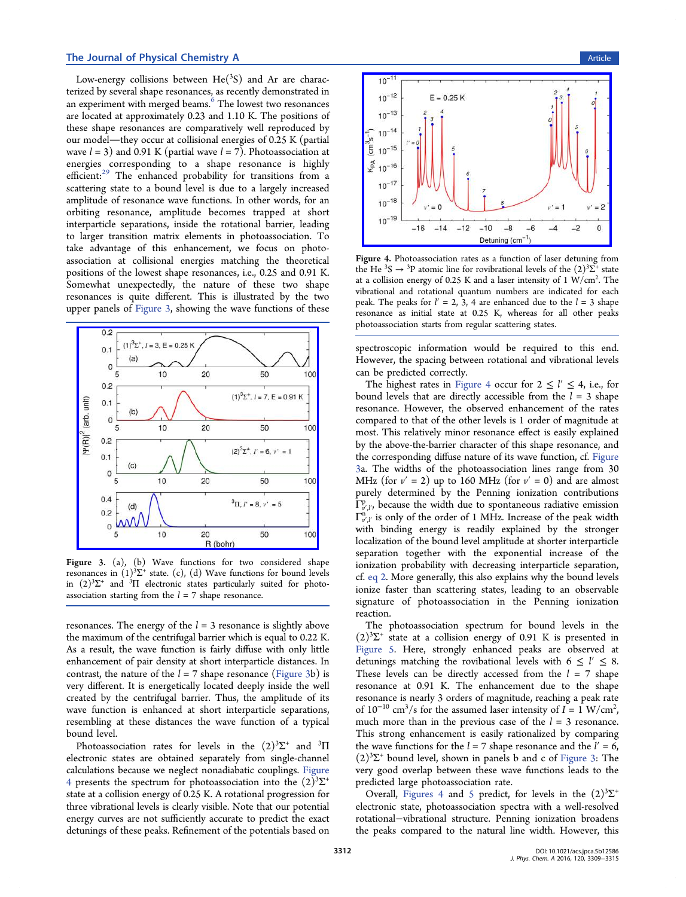Low-energy collisions between He($^3$S) and Ar are characterized by several shape resonances, as recently demonstrated in an experiment with merged beams.[6] The lowest two resonances are located at approximately 0.23 and 1.10 K. The positions of these shape resonances are comparatively well reproduced by our model—they occur at collisional energies of 0.25 K (partial wave $l = 3$) and 0.91 K (partial wave $l = 7$). Photoassociation at energies corresponding to a shape resonance is highly efficient:[29] The enhanced probability for transitions from a scattering state to a bound level is due to a largely increased amplitude of resonance wave functions. In other words, for an orbiting resonance, amplitude becomes trapped at short interparticle separations, inside the rotational barrier, leading to larger transition matrix elements in photoassociation. To take advantage of this enhancement, we focus on photoassociation at collisional energies matching the theoretical positions of the lowest shape resonances, i.e., 0.25 and 0.91 K. Somewhat unexpectedly, the nature of these two shape resonances is quite different. This is illustrated by the two upper panels of Figure 3, showing the wave functions of these resonances. The energy of the $l = 3$ resonance is slightly above the maximum of the centrifugal barrier which is equal to 0.22 K. As a result, the wave function is fairly diffuse with only little enhancement of pair density at short interparticle distances. In contrast, the nature of the $l = 7$ shape resonance (Figure 3b) is very different. It is energetically located deeply inside the well created by the centrifugal barrier. Thus, the amplitude of its wave function is enhanced at short interparticle separations, resembling at these distances the wave function of a typical bound level.

Figure 3. (a), (b) Wave functions for two considered shape resonances in $(1)^3\Sigma^+$ state. (c), (d) Wave functions for bound levels in $(2)^3\Sigma^+$ and $^3\Pi$ electronic states particularly suited for photoassociation starting from the $l = 7$ shape resonance.

Photoassociation rates for levels in the $(2)^3\Sigma^+$ and $^3\Pi$ electronic states are obtained separately from single-channel calculations because we neglect nonadiabatic couplings. Figure 4 presents the spectrum for photoassociation into the $(2)^3\Sigma^+$ state at a collision energy of 0.25 K. A rotational progression for three vibrational levels is clearly visible. Note that our potential energy curves are not sufficiently accurate to predict the exact detunings of these peaks. Refinement of the potentials based on spectroscopic information would be required to this end. However, the spacing between rotational and vibrational levels can be predicted correctly.

Figure 4. Photoassociation rates as a function of laser detuning from the He $^3$S → $^3$P atomic line for rovibrational levels of the $(2)^3\Sigma^+$ state at a collision energy of 0.25 K and a laser intensity of 1 W/cm$^2$. The vibrational and rotational quantum numbers are indicated for each peak. The peaks for $l' = 2$, 3, 4 are enhanced due to the $l = 3$ shape resonance as initial state at 0.25 K, whereas for all other peaks photoassociation starts from regular scattering states.

The highest rates in Figure 4 occur for $2 \leq l' \leq 4$, i.e., for bound levels that are directly accessible from the $l = 3$ shape resonance. However, the observed enhancement of the rates compared to that of the other levels is 1 order of magnitude at most. This relatively minor resonance effect is easily explained by the above-the-barrier character of this shape resonance, and the corresponding diffuse nature of its wave function, cf. Figure 3a. The widths of the photoassociation lines range from 30 MHz (for $v' = 2$) up to 160 MHz (for $v' = 0$) and are almost purely determined by the Penning ionization contributions $\Gamma^{\mathrm{P}}_{v',l'}$, because the width due to spontaneous radiative emission $\Gamma^{\mathrm{n}}_{v',l'}$ is only of the order of 1 MHz. Increase of the peak width with binding energy is readily explained by the stronger localization of the bound level amplitude at shorter interparticle separation together with the exponential increase of the ionization probability with decreasing interparticle separation, cf. eq 2. More generally, this also explains why the bound levels ionize faster than scattering states, leading to an observable signature of photoassociation in the Penning ionization reaction.

The photoassociation spectrum for bound levels in the $(2)^3\Sigma^+$ state at a collision energy of 0.91 K is presented in Figure 5. Here, strongly enhanced peaks are observed at detunings matching the rovibrational levels with $6 \leq l' \leq 8$. These levels can be directly accessed from the $l = 7$ shape resonance at 0.91 K. The enhancement due to the shape resonance is nearly 3 orders of magnitude, reaching a peak rate of $10^{-10}$ cm$^3$/s for the assumed laser intensity of $I = 1$ W/cm$^2$, much more than in the previous case of the $l = 3$ resonance. This strong enhancement is easily rationalized by comparing the wave functions for the $l = 7$ shape resonance and the $l' = 6$, $(2)^3\Sigma^+$ bound level, shown in panels b and c of Figure 3: The very good overlap between these wave functions leads to the predicted large photoassociation rate.

Overall, Figures 4 and 5 predict, for levels in the $(2)^3\Sigma^+$ electronic state, photoassociation spectra with a well-resolved rotational–vibrational structure. Penning ionization broadens the peaks compared to the natural line width. However, this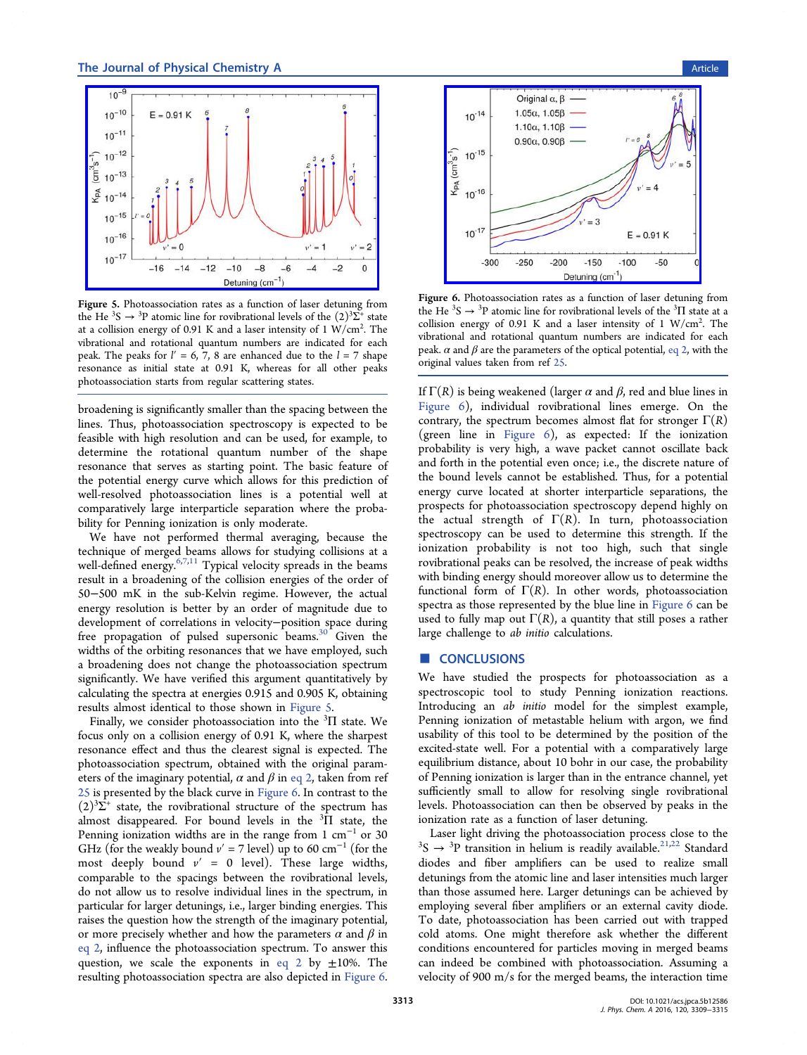Figure 5. Photoassociation rates as a function of laser detuning from the He $^3$S → $^3$P atomic line for rovibrational levels of the $(2)^3\Sigma^+$ state at a collision energy of 0.91 K and a laser intensity of 1 W/cm$^2$. The vibrational and rotational quantum numbers are indicated for each peak. The peaks for $l' = 6, 7, 8$ are enhanced due to the $l = 7$ shape resonance as initial state at 0.91 K, whereas for all other peaks photoassociation starts from regular scattering states.

Figure 6. Photoassociation rates as a function of laser detuning from the He $^3$S → $^3$P atomic line for rovibrational levels of the $^3\Pi$ state at a collision energy of 0.91 K and a laser intensity of 1 W/cm$^2$. The vibrational and rotational quantum numbers are indicated for each peak. $\alpha$ and $\beta$ are the parameters of the optical potential, eq 2, with the original values taken from ref 25.

broadening is significantly smaller than the spacing between the lines. Thus, photoassociation spectroscopy is expected to be feasible with high resolution and can be used, for example, to determine the rotational quantum number of the shape resonance that serves as starting point. The basic feature of the potential energy curve which allows for this prediction of well-resolved photoassociation lines is a potential well at comparatively large interparticle separation where the probability for Penning ionization is only moderate.

We have not performed thermal averaging, because the technique of merged beams allows for studying collisions at a well-defined energy.[6,7,11] Typical velocity spreads in the beams result in a broadening of the collision energies of the order of 50−500 mK in the sub-Kelvin regime. However, the actual energy resolution is better by an order of magnitude due to development of correlations in velocity−position space during free propagation of pulsed supersonic beams.[30] Given the widths of the orbiting resonances that we have employed, such a broadening does not change the photoassociation spectrum significantly. We have verified this argument quantitatively by calculating the spectra at energies 0.915 and 0.905 K, obtaining results almost identical to those shown in Figure 5.

Finally, we consider photoassociation into the $^3\Pi$ state. We focus only on a collision energy of 0.91 K, where the sharpest resonance effect and thus the clearest signal is expected. The photoassociation spectrum, obtained with the original parameters of the imaginary potential, $\alpha$ and $\beta$ in eq 2, taken from ref 25 is presented by the black curve in Figure 6. In contrast to the $(2)^3\Sigma^+$ state, the rovibrational structure of the spectrum has almost disappeared. For bound levels in the $^3\Pi$ state, the Penning ionization widths are in the range from 1 cm$^{-1}$ or 30 GHz (for the weakly bound $v' = 7$ level) up to 60 cm$^{-1}$ (for the most deeply bound $v' = 0$ level). These large widths, comparable to the spacings between the rovibrational levels, do not allow us to resolve individual lines in the spectrum, in particular for larger detunings, i.e., larger binding energies. This raises the question how the strength of the imaginary potential, or more precisely whether and how the parameters $\alpha$ and $\beta$ in eq 2, influence the photoassociation spectrum. To answer this question, we scale the exponents in eq 2 by ±10%. The resulting photoassociation spectra are also depicted in Figure 6. If $\Gamma(R)$ is being weakened (larger $\alpha$ and $\beta$, red and blue lines in Figure 6), individual rovibrational lines emerge. On the contrary, the spectrum becomes almost flat for stronger $\Gamma(R)$ (green line in Figure 6), as expected: If the ionization probability is very high, a wave packet cannot oscillate back and forth in the potential even once; i.e., the discrete nature of the bound levels cannot be established. Thus, for a potential energy curve located at shorter interparticle separations, the prospects for photoassociation spectroscopy depend highly on the actual strength of $\Gamma(R)$. In turn, photoassociation spectroscopy can be used to determine this strength. If the ionization probability is not too high, such that single rovibrational peaks can be resolved, the increase of peak widths with binding energy should moreover allow us to determine the functional form of $\Gamma(R)$. In other words, photoassociation spectra as those represented by the blue line in Figure 6 can be used to fully map out $\Gamma(R)$, a quantity that still poses a rather large challenge to *ab initio* calculations.

## CONCLUSIONS

We have studied the prospects for photoassociation as a spectroscopic tool to study Penning ionization reactions. Introducing an *ab initio* model for the simplest example, Penning ionization of metastable helium with argon, we find usability of this tool to be determined by the position of the excited-state well. For a potential with a comparatively large equilibrium distance, about 10 bohr in our case, the probability of Penning ionization is larger than in the entrance channel, yet sufficiently small to allow for resolving single rovibrational levels. Photoassociation can then be observed by peaks in the ionization rate as a function of laser detuning.

Laser light driving the photoassociation process close to the $^3$S → $^3$P transition in helium is readily available.[21,22] Standard diodes and fiber amplifiers can be used to realize small detunings from the atomic line and laser intensities much larger than those assumed here. Larger detunings can be achieved by employing several fiber amplifiers or an external cavity diode. To date, photoassociation has been carried out with trapped cold atoms. One might therefore ask whether the different conditions encountered for particles moving in merged beams can indeed be combined with photoassociation. Assuming a velocity of 900 m/s for the merged beams, the interaction time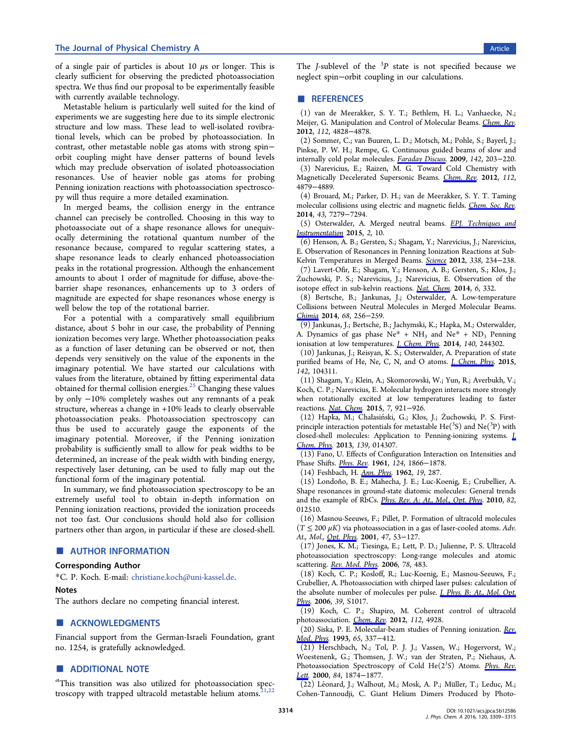of a single pair of particles is about 10 $\mu$s or longer. This is clearly sufficient for observing the predicted photoassociation spectra. We thus find our proposal to be experimentally feasible with currently available technology.

Metastable helium is particularly well suited for the kind of experiments we are suggesting here due to its simple electronic structure and low mass. These lead to well-isolated rovibrational levels, which can be probed by photoassociation. In contrast, other metastable noble gas atoms with strong spin–orbit coupling might have denser patterns of bound levels which may preclude observation of isolated photoassociation resonances. Use of heavier noble gas atoms for probing Penning ionization reactions with photoassociation spectroscopy will thus require a more detailed examination.

In merged beams, the collision energy in the entrance channel can precisely be controlled. Choosing in this way to photoassociate out of a shape resonance allows for unequivocally determining the rotational quantum number of the resonance because, compared to regular scattering states, a shape resonance leads to clearly enhanced photoassociation peaks in the rotational progression. Although the enhancement amounts to about 1 order of magnitude for diffuse, above-the-barrier shape resonances, enhancements up to 3 orders of magnitude are expected for shape resonances whose energy is well below the top of the rotational barrier.

For a potential with a comparatively small equilibrium distance, about 5 bohr in our case, the probability of Penning ionization becomes very large. Whether photoassociation peaks as a function of laser detuning can be observed or not, then depends very sensitively on the value of the exponents in the imaginary potential. We have started our calculations with values from the literature, obtained by fitting experimental data obtained for thermal collision energies.[25] Changing these values by only −10% completely washes out any remnants of a peak structure, whereas a change in +10% leads to clearly observable photoassociation peaks. Photoassociation spectroscopy can thus be used to accurately gauge the exponents of the imaginary potential. Moreover, if the Penning ionization probability is sufficiently small to allow for peak widths to be determined, an increase of the peak width with binding energy, respectively laser detuning, can be used to fully map out the functional form of the imaginary potential.

In summary, we find photoassociation spectroscopy to be an extremely useful tool to obtain in-depth information on Penning ionization reactions, provided the ionization proceeds not too fast. Our conclusions should hold also for collision partners other than argon, in particular if these are closed-shell.

## ■ AUTHOR INFORMATION

### Corresponding Author

*C. P. Koch. E-mail: christiane.koch@uni-kassel.de.

### Notes

The authors declare no competing financial interest.

## ■ ACKNOWLEDGMENTS

Financial support from the German-Israeli Foundation, grant no. 1254, is gratefully acknowledged.

## ■ ADDITIONAL NOTE

[a]This transition was also utilized for photoassociation spectroscopy with trapped ultracold metastable helium atoms.[21,22] The $J$-sublevel of the $^3P$ state is not specified because we neglect spin–orbit coupling in our calculations.

## ■ REFERENCES

(1) van de Meerakker, S. Y. T.; Bethlem, H. L.; Vanhaecke, N.; Meijer, G. Manipulation and Control of Molecular Beams. *Chem. Rev.* **2012**, *112*, 4828–4878.

(2) Sommer, C.; van Buuren, L. D.; Motsch, M.; Pohle, S.; Bayerl, J.; Pinkse, P. W. H.; Rempe, G. Continuous guided beams of slow and internally cold polar molecules. *Faraday Discuss.* **2009**, *142*, 203–220.

(3) Narevicius, E.; Raizen, M. G. Toward Cold Chemistry with Magnetically Decelerated Supersonic Beams. *Chem. Rev.* **2012**, *112*, 4879–4889.

(4) Brouard, M.; Parker, D. H.; van de Meerakker, S. Y. T. Taming molecular collisions using electric and magnetic fields. *Chem. Soc. Rev.* **2014**, *43*, 7279–7294.

(5) Osterwalder, A. Merged neutral beams. *EPJ. Techniques and Instrumentation* **2015**, *2*, 10.

(6) Henson, A. B.; Gersten, S.; Shagam, Y.; Narevicius, J.; Narevicius, E. Observation of Resonances in Penning Ionization Reactions at Sub-Kelvin Temperatures in Merged Beams. *Science* **2012**, *338*, 234–238.

(7) Lavert-Ofir, E.; Shagam, Y.; Henson, A. B.; Gersten, S.; Kłos, J.; Żuchowski, P. S.; Narevicius, J.; Narevicius, E. Observation of the isotope effect in sub-kelvin reactions. *Nat. Chem.* **2014**, *6*, 332.

(8) Bertsche, B.; Jankunas, J.; Osterwalder, A. Low-temperature Collisions between Neutral Molecules in Merged Molecular Beams. *Chimia* **2014**, *68*, 256–259.

(9) Jankunas, J.; Bertsche, B.; Jachymski, K.; Hapka, M.; Osterwalder, A. Dynamics of gas phase Ne* + $NH_3$ and Ne* + $ND_3$ Penning ionisation at low temperatures. *J. Chem. Phys.* **2014**, *140*, 244302.

(10) Jankunas, J.; Reisyan, K. S.; Osterwalder, A. Preparation of state purified beams of He, Ne, C, N, and O atoms. *J. Chem. Phys.* **2015**, *142*, 104311.

(11) Shagam, Y.; Klein, A.; Skomorowski, W.; Yun, R.; Averbukh, V.; Koch, C. P.; Narevicius, E. Molecular hydrogen interacts more strongly when rotationally excited at low temperatures leading to faster reactions. *Nat. Chem.* **2015**, *7*, 921–926.

(12) Hapka, M.; Chałasiński, G.; Kłos, J.; Żuchowski, P. S. First-principle interaction potentials for metastable He($^3$S) and Ne($^3$P) with closed-shell molecules: Application to Penning-ionizing systems. *J. Chem. Phys.* **2013**, *139*, 014307.

(13) Fano, U. Effects of Configuration Interaction on Intensities and Phase Shifts. *Phys. Rev.* **1961**, *124*, 1866–1878.

(14) Feshbach, H. *Ann. Phys.* **1962**, *19*, 287.

(15) Londoño, B. E.; Mahecha, J. E.; Luc-Koenig, E.; Crubellier, A. Shape resonances in ground-state diatomic molecules: General trends and the example of RbCs. *Phys. Rev. A: At., Mol., Opt. Phys.* **2010**, *82*, 012510.

(16) Masnou-Seeuws, F.; Pillet, P. Formation of ultracold molecules ($T \leq 200\ \mu K$) via photoassociation in a gas of laser-cooled atoms. *Adv. At., Mol., Opt. Phys.* **2001**, *47*, 53–127.

(17) Jones, K. M.; Tiesinga, E.; Lett, P. D.; Julienne, P. S. Ultracold photoassociation spectroscopy: Long-range molecules and atomic scattering. *Rev. Mod. Phys.* **2006**, *78*, 483.

(18) Koch, C. P.; Kosloff, R.; Luc-Koenig, E.; Masnou-Seeuws, F.; Crubellier, A. Photoassociation with chirped laser pulses: calculation of the absolute number of molecules per pulse. *J. Phys. B: At., Mol. Opt. Phys.* **2006**, *39*, S1017.

(19) Koch, C. P.; Shapiro, M. Coherent control of ultracold photoassociation. *Chem. Rev.* **2012**, *112*, 4928.

(20) Siska, P. E. Molecular-beam studies of Penning ionization. *Rev. Mod. Phys.* **1993**, *65*, 337–412.

(21) Herschbach, N.; Tol, P. J. J.; Vassen, W.; Hogervorst, W.; Woestenenk, G.; Thomsen, J. W.; van der Straten, P.; Niehaus, A. Photoassociation Spectroscopy of Cold He($2^3$S) Atoms. *Phys. Rev. Lett.* **2000**, *84*, 1874–1877.

(22) Léonard, J.; Walhout, M.; Mosk, A. P.; Müller, T.; Leduc, M.; Cohen-Tannoudji, C. Giant Helium Dimers Produced by Photo-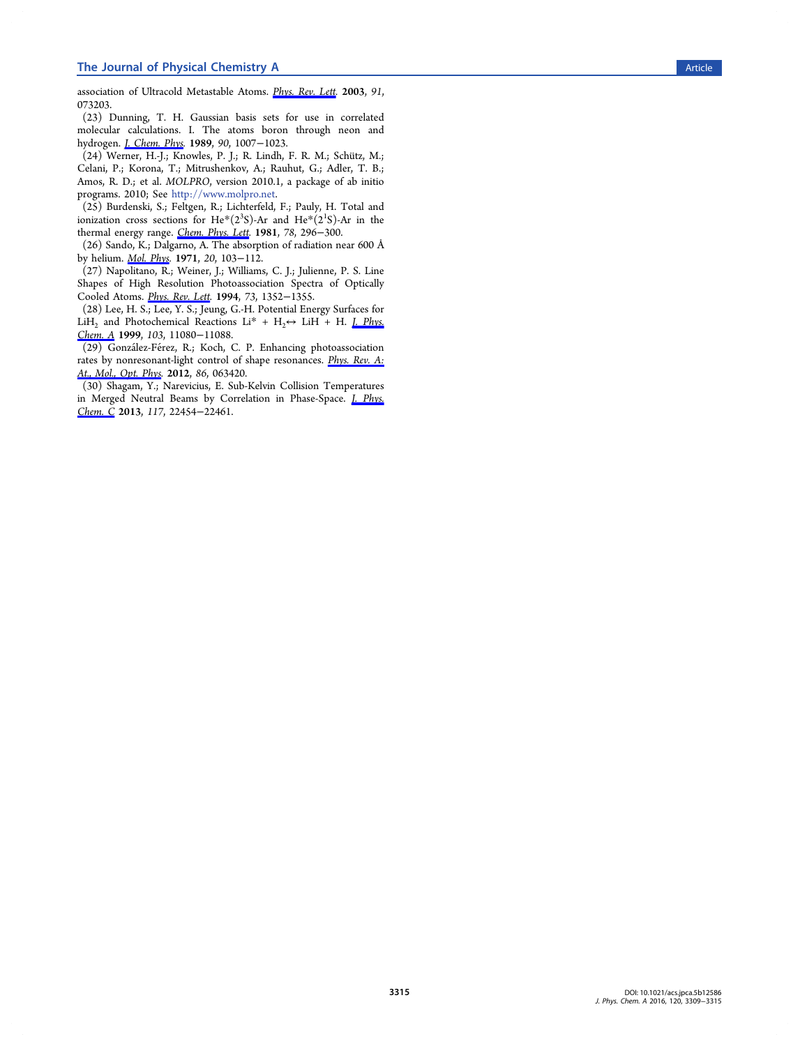association of Ultracold Metastable Atoms. *Phys. Rev. Lett.* **2003**, *91*, 073203.

(23) Dunning, T. H. Gaussian basis sets for use in correlated molecular calculations. I. The atoms boron through neon and hydrogen. *J. Chem. Phys.* **1989**, *90*, 1007−1023.

(24) Werner, H.-J.; Knowles, P. J.; R. Lindh, F. R. M.; Schütz, M.; Celani, P.; Korona, T.; Mitrushenkov, A.; Rauhut, G.; Adler, T. B.; Amos, R. D.; et al. *MOLPRO*, version 2010.1, a package of ab initio programs. 2010; See http://www.molpro.net.

(25) Burdenski, S.; Feltgen, R.; Lichterfeld, F.; Pauly, H. Total and ionization cross sections for He*($2^3$S)-Ar and He*($2^1$S)-Ar in the thermal energy range. *Chem. Phys. Lett.* **1981**, *78*, 296−300.

(26) Sando, K.; Dalgarno, A. The absorption of radiation near 600 Å by helium. *Mol. Phys.* **1971**, *20*, 103−112.

(27) Napolitano, R.; Weiner, J.; Williams, C. J.; Julienne, P. S. Line Shapes of High Resolution Photoassociation Spectra of Optically Cooled Atoms. *Phys. Rev. Lett.* **1994**, *73*, 1352−1355.

(28) Lee, H. S.; Lee, Y. S.; Jeung, G.-H. Potential Energy Surfaces for $LiH_2$ and Photochemical Reactions Li* + $H_2$↔ LiH + H. *J. Phys. Chem. A* **1999**, *103*, 11080−11088.

(29) González-Férez, R.; Koch, C. P. Enhancing photoassociation rates by nonresonant-light control of shape resonances. *Phys. Rev. A: At., Mol., Opt. Phys.* **2012**, *86*, 063420.

(30) Shagam, Y.; Narevicius, E. Sub-Kelvin Collision Temperatures in Merged Neutral Beams by Correlation in Phase-Space. *J. Phys. Chem. C* **2013**, *117*, 22454−22461.